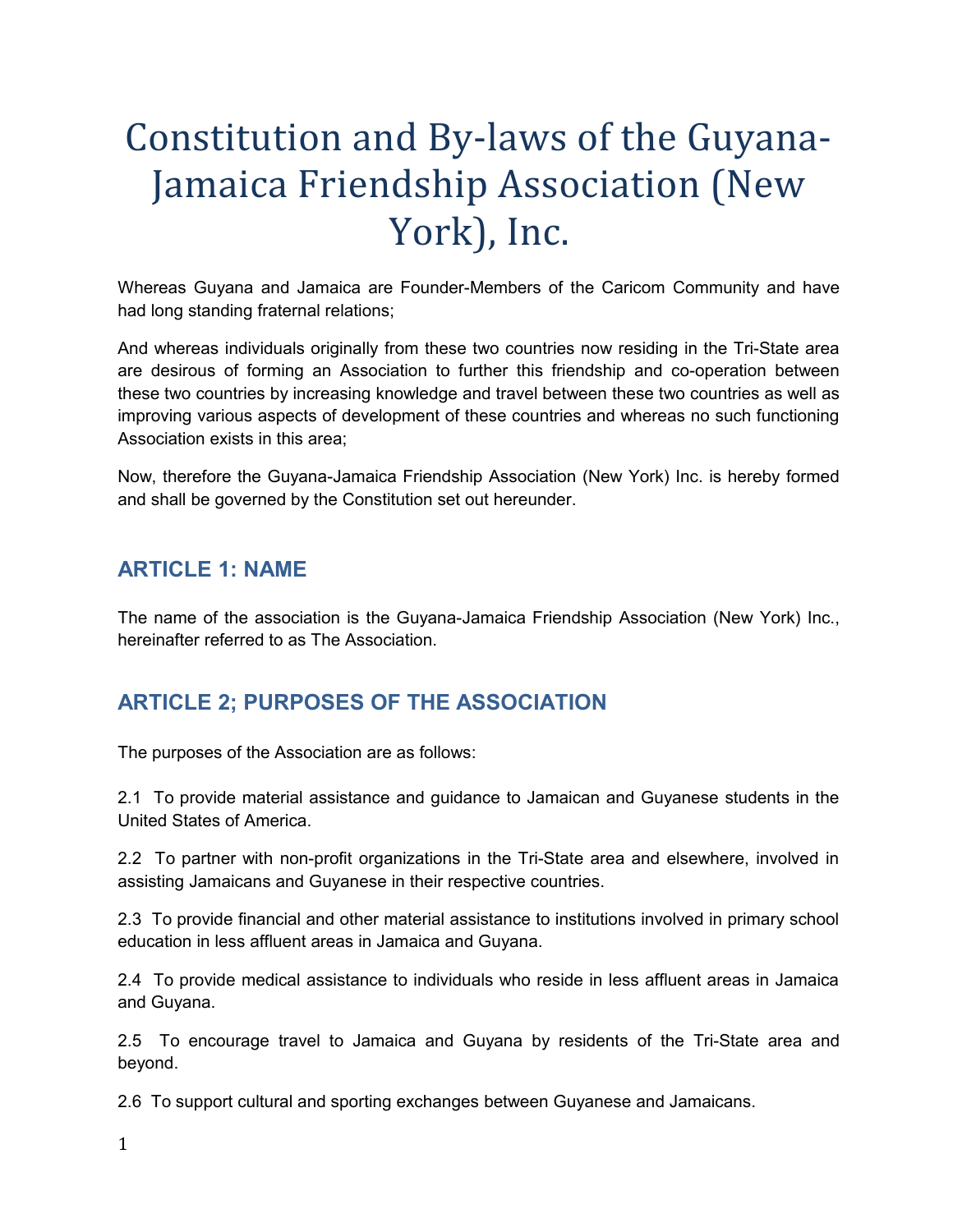# Constitution and By-laws of the Guyana-Jamaica Friendship Association (New York), Inc.

Whereas Guyana and Jamaica are Founder-Members of the Caricom Community and have had long standing fraternal relations;

And whereas individuals originally from these two countries now residing in the Tri-State area are desirous of forming an Association to further this friendship and co-operation between these two countries by increasing knowledge and travel between these two countries as well as improving various aspects of development of these countries and whereas no such functioning Association exists in this area;

Now, therefore the Guyana-Jamaica Friendship Association (New York) Inc. is hereby formed and shall be governed by the Constitution set out hereunder.

## ARTICLE 1: NAME

The name of the association is the Guyana-Jamaica Friendship Association (New York) Inc., hereinafter referred to as The Association.

## ARTICLE 2; PURPOSES OF THE ASSOCIATION

The purposes of the Association are as follows:

2.1 To provide material assistance and guidance to Jamaican and Guyanese students in the United States of America.

2.2 To partner with non-profit organizations in the Tri-State area and elsewhere, involved in assisting Jamaicans and Guyanese in their respective countries.

2.3 To provide financial and other material assistance to institutions involved in primary school education in less affluent areas in Jamaica and Guyana.

2.4 To provide medical assistance to individuals who reside in less affluent areas in Jamaica and Guyana.

2.5 To encourage travel to Jamaica and Guyana by residents of the Tri-State area and beyond.

2.6 To support cultural and sporting exchanges between Guyanese and Jamaicans.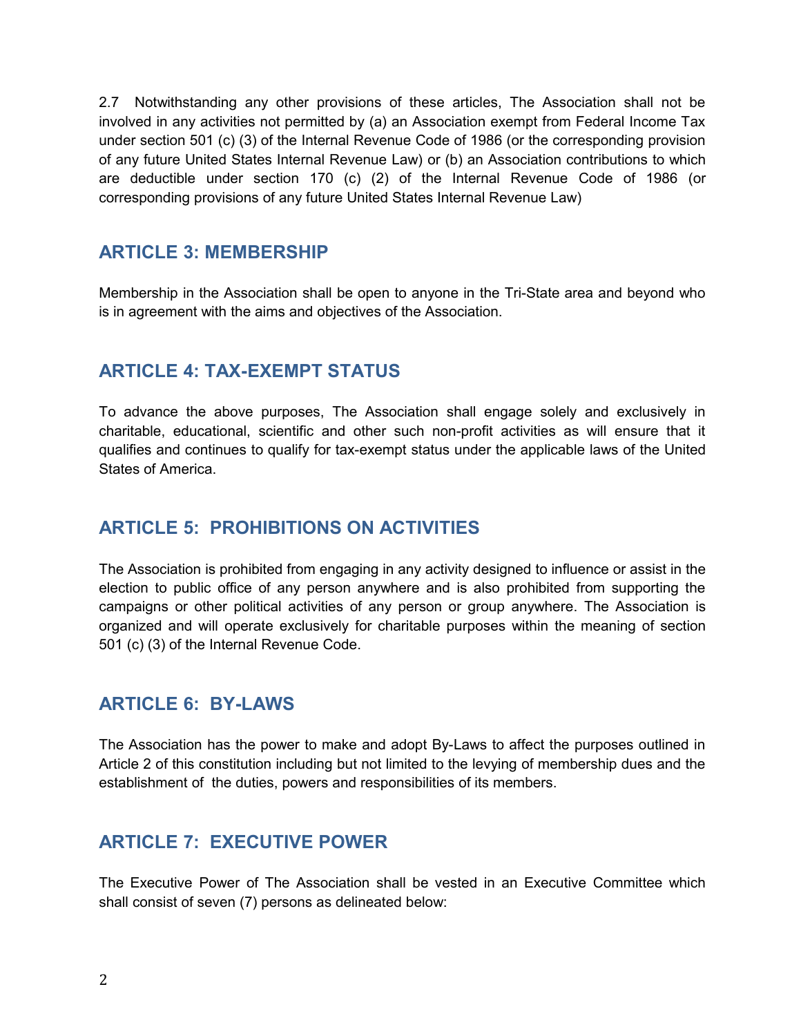2.7 Notwithstanding any other provisions of these articles, The Association shall not be involved in any activities not permitted by (a) an Association exempt from Federal Income Tax under section 501 (c) (3) of the Internal Revenue Code of 1986 (or the corresponding provision of any future United States Internal Revenue Law) or (b) an Association contributions to which are deductible under section 170 (c) (2) of the Internal Revenue Code of 1986 (or corresponding provisions of any future United States Internal Revenue Law)

## ARTICLE 3: MEMBERSHIP

Membership in the Association shall be open to anyone in the Tri-State area and beyond who is in agreement with the aims and objectives of the Association.

## ARTICLE 4: TAX-EXEMPT STATUS

To advance the above purposes, The Association shall engage solely and exclusively in charitable, educational, scientific and other such non-profit activities as will ensure that it qualifies and continues to qualify for tax-exempt status under the applicable laws of the United States of America.

## ARTICLE 5: PROHIBITIONS ON ACTIVITIES

The Association is prohibited from engaging in any activity designed to influence or assist in the election to public office of any person anywhere and is also prohibited from supporting the campaigns or other political activities of any person or group anywhere. The Association is organized and will operate exclusively for charitable purposes within the meaning of section 501 (c) (3) of the Internal Revenue Code.

## ARTICLE 6: BY-LAWS

The Association has the power to make and adopt By-Laws to affect the purposes outlined in Article 2 of this constitution including but not limited to the levying of membership dues and the establishment of the duties, powers and responsibilities of its members.

## ARTICLE 7: EXECUTIVE POWER

The Executive Power of The Association shall be vested in an Executive Committee which shall consist of seven (7) persons as delineated below: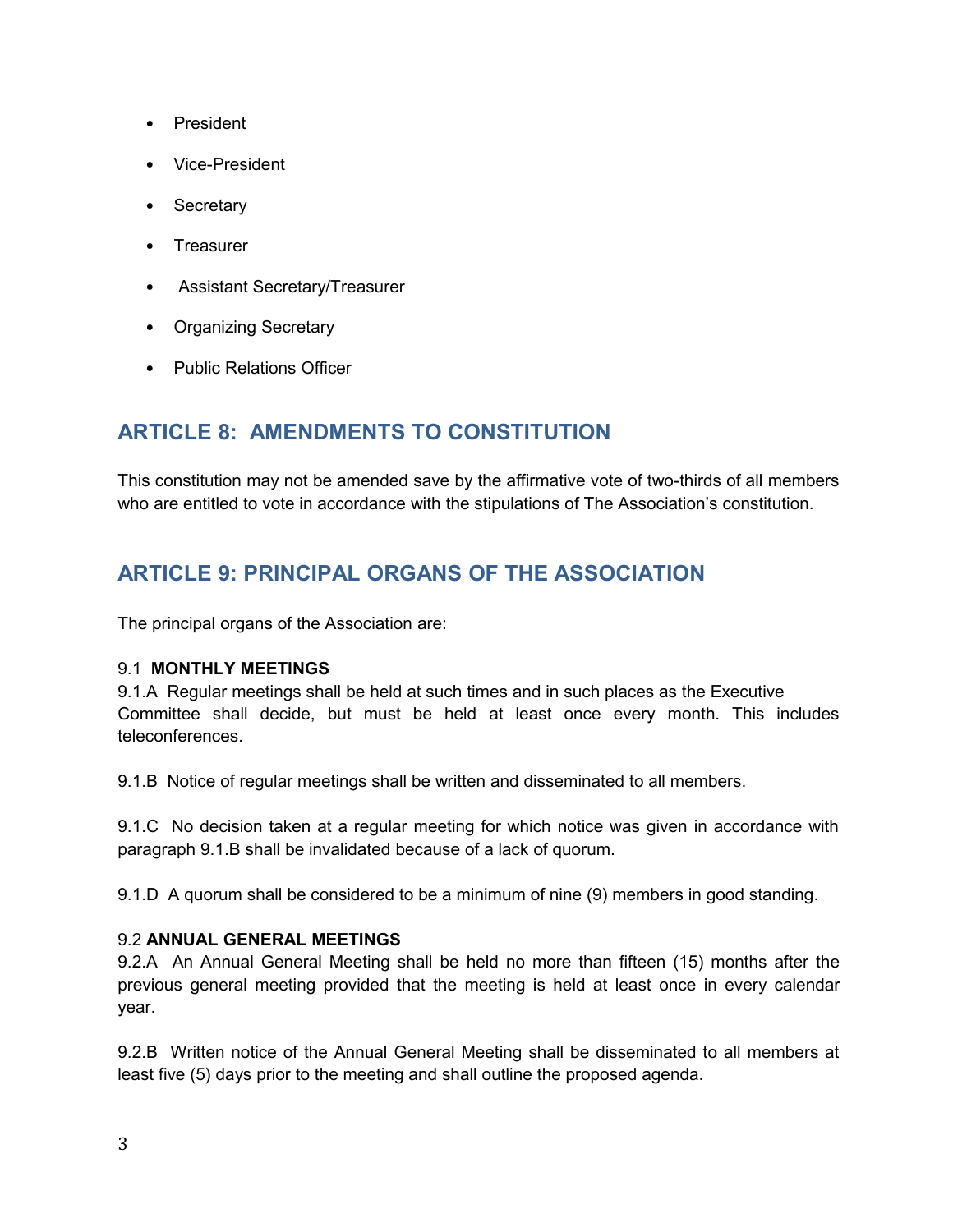- President
- Vice-President
- Secretary
- Treasurer
- Assistant Secretary/Treasurer
- Organizing Secretary
- Public Relations Officer

## ARTICLE 8: AMENDMENTS TO CONSTITUTION

This constitution may not be amended save by the affirmative vote of two-thirds of all members who are entitled to vote in accordance with the stipulations of The Association's constitution.

## ARTICLE 9: PRINCIPAL ORGANS OF THE ASSOCIATION

The principal organs of the Association are:

9.1 **MONTHLY MEETINGS**

9.1.A Regular meetings shall be held at such times and in such places as the Executive Committee shall decide, but must be held at least once every month. This includes teleconferences.

9.1.B Notice of regular meetings shall be written and disseminated to all members.

9.1.C No decision taken at a regular meeting for which notice was given in accordance with paragraph 9.1.B shall be invalidated because of a lack of quorum.

9.1.D A quorum shall be considered to be a minimum of nine (9) members in good standing.

9.2 **ANNUAL GENERAL MEETINGS**

9.2.A An Annual General Meeting shall be held no more than fifteen (15) months after the previous general meeting provided that the meeting is held at least once in every calendar year.

9.2.B Written notice of the Annual General Meeting shall be disseminated to all members at least five (5) days prior to the meeting and shall outline the proposed agenda.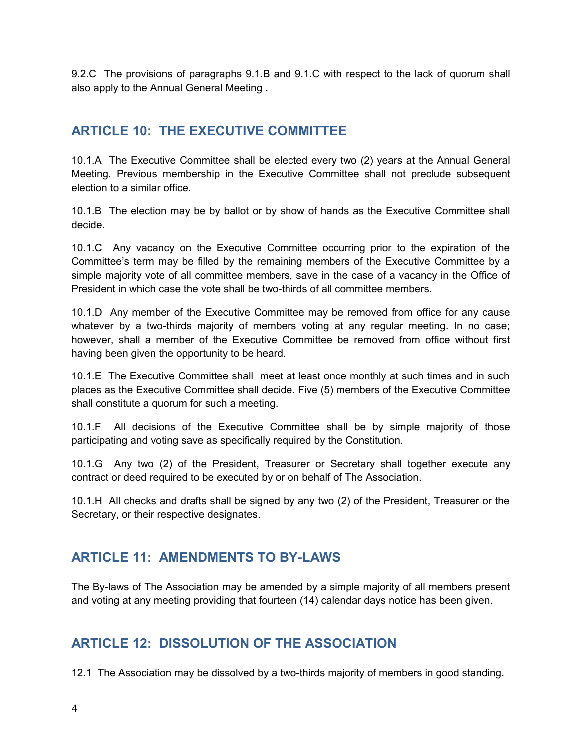9.2.C The provisions of paragraphs 9.1.B and 9.1.C with respect to the lack of quorum shall also apply to the Annual General Meeting .

## ARTICLE 10: THE EXECUTIVE COMMITTEE

10.1.A The Executive Committee shall be elected every two (2) years at the Annual General Meeting. Previous membership in the Executive Committee shall not preclude subsequent election to a similar office.

10.1.B The election may be by ballot or by show of hands as the Executive Committee shall decide.

10.1.C Any vacancy on the Executive Committee occurring prior to the expiration of the Committee's term may be filled by the remaining members of the Executive Committee by a simple majority vote of all committee members, save in the case of a vacancy in the Office of President in which case the vote shall be two-thirds of all committee members.

10.1.D Any member of the Executive Committee may be removed from office for any cause whatever by a two-thirds majority of members voting at any regular meeting. In no case; however, shall a member of the Executive Committee be removed from office without first having been given the opportunity to be heard.

10.1.E The Executive Committee shall meet at least once monthly at such times and in such places as the Executive Committee shall decide. Five (5) members of the Executive Committee shall constitute a quorum for such a meeting.

10.1.F All decisions of the Executive Committee shall be by simple majority of those participating and voting save as specifically required by the Constitution.

10.1.G Any two (2) of the President, Treasurer or Secretary shall together execute any contract or deed required to be executed by or on behalf of The Association.

10.1.H All checks and drafts shall be signed by any two (2) of the President, Treasurer or the Secretary, or their respective designates.

## ARTICLE 11: AMENDMENTS TO BY-LAWS

The By-laws of The Association may be amended by a simple majority of all members present and voting at any meeting providing that fourteen (14) calendar days notice has been given.

## ARTICLE 12: DISSOLUTION OF THE ASSOCIATION

12.1 The Association may be dissolved by a two-thirds majority of members in good standing.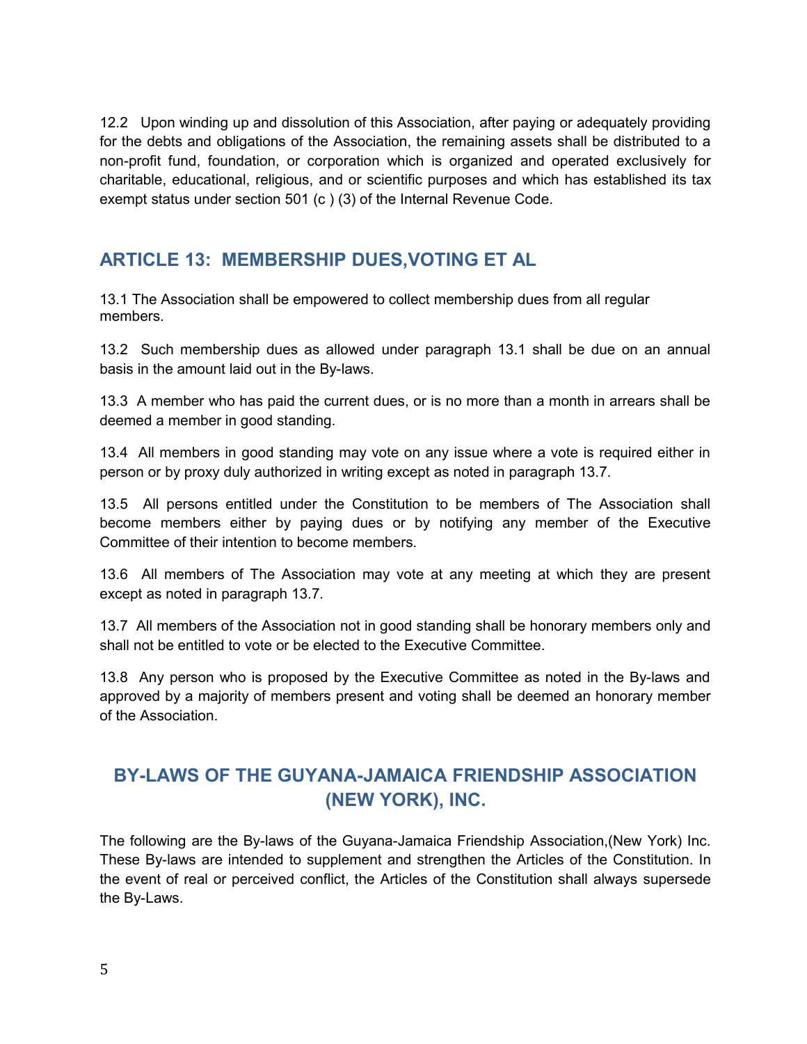12.2 Upon winding up and dissolution of this Association, after paying or adequately providing for the debts and obligations of the Association, the remaining assets shall be distributed to a non-profit fund, foundation, or corporation which is organized and operated exclusively for charitable, educational, religious, and or scientific purposes and which has established its tax exempt status under section 501 (c ) (3) of the Internal Revenue Code.

## ARTICLE 13: MEMBERSHIP DUES,VOTING ET AL

13.1 The Association shall be empowered to collect membership dues from all regular members.

13.2 Such membership dues as allowed under paragraph 13.1 shall be due on an annual basis in the amount laid out in the By-laws.

13.3 A member who has paid the current dues, or is no more than a month in arrears shall be deemed a member in good standing.

13.4 All members in good standing may vote on any issue where a vote is required either in person or by proxy duly authorized in writing except as noted in paragraph 13.7.

13.5 All persons entitled under the Constitution to be members of The Association shall become members either by paying dues or by notifying any member of the Executive Committee of their intention to become members.

13.6 All members of The Association may vote at any meeting at which they are present except as noted in paragraph 13.7.

13.7 All members of the Association not in good standing shall be honorary members only and shall not be entitled to vote or be elected to the Executive Committee.

13.8 Any person who is proposed by the Executive Committee as noted in the By-laws and approved by a majority of members present and voting shall be deemed an honorary member of the Association.

# BY-LAWS OF THE GUYANA-JAMAICA FRIENDSHIP ASSOCIATION (NEW YORK), INC.

The following are the By-laws of the Guyana-Jamaica Friendship Association,(New York) Inc. These By-laws are intended to supplement and strengthen the Articles of the Constitution. In the event of real or perceived conflict, the Articles of the Constitution shall always supersede the By-Laws.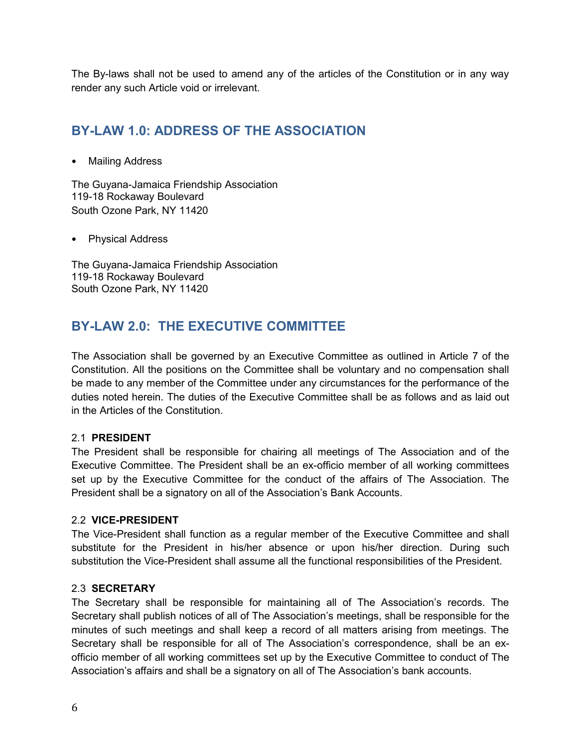The By-laws shall not be used to amend any of the articles of the Constitution or in any way render any such Article void or irrelevant.

## BY-LAW 1.0: ADDRESS OF THE ASSOCIATION

- Mailing Address

The Guyana-Jamaica Friendship Association
119-18 Rockaway Boulevard
South Ozone Park, NY 11420

- Physical Address

The Guyana-Jamaica Friendship Association
119-18 Rockaway Boulevard
South Ozone Park, NY 11420

## BY-LAW 2.0: THE EXECUTIVE COMMITTEE

The Association shall be governed by an Executive Committee as outlined in Article 7 of the Constitution. All the positions on the Committee shall be voluntary and no compensation shall be made to any member of the Committee under any circumstances for the performance of the duties noted herein. The duties of the Executive Committee shall be as follows and as laid out in the Articles of the Constitution.

### 2.1 PRESIDENT

The President shall be responsible for chairing all meetings of The Association and of the Executive Committee. The President shall be an ex-officio member of all working committees set up by the Executive Committee for the conduct of the affairs of The Association. The President shall be a signatory on all of the Association's Bank Accounts.

### 2.2 VICE-PRESIDENT

The Vice-President shall function as a regular member of the Executive Committee and shall substitute for the President in his/her absence or upon his/her direction. During such substitution the Vice-President shall assume all the functional responsibilities of the President.

### 2.3 SECRETARY

The Secretary shall be responsible for maintaining all of The Association's records. The Secretary shall publish notices of all of The Association's meetings, shall be responsible for the minutes of such meetings and shall keep a record of all matters arising from meetings. The Secretary shall be responsible for all of The Association's correspondence, shall be an ex-officio member of all working committees set up by the Executive Committee to conduct of The Association's affairs and shall be a signatory on all of The Association's bank accounts.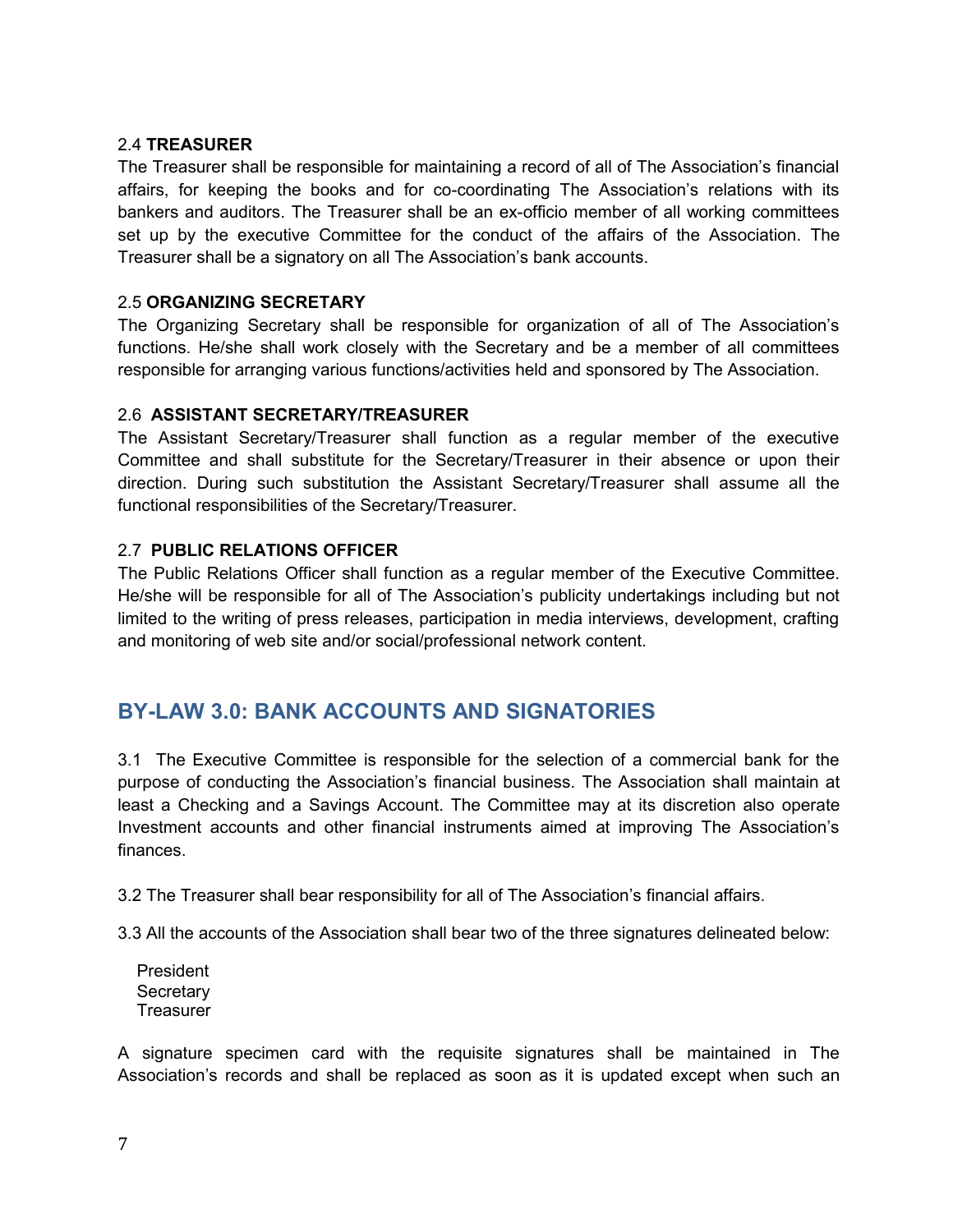### 2.4 **TREASURER**

The Treasurer shall be responsible for maintaining a record of all of The Association's financial affairs, for keeping the books and for co-coordinating The Association's relations with its bankers and auditors. The Treasurer shall be an ex-officio member of all working committees set up by the executive Committee for the conduct of the affairs of the Association. The Treasurer shall be a signatory on all The Association's bank accounts.

### 2.5 **ORGANIZING SECRETARY**

The Organizing Secretary shall be responsible for organization of all of The Association's functions. He/she shall work closely with the Secretary and be a member of all committees responsible for arranging various functions/activities held and sponsored by The Association.

### 2.6 **ASSISTANT SECRETARY/TREASURER**

The Assistant Secretary/Treasurer shall function as a regular member of the executive Committee and shall substitute for the Secretary/Treasurer in their absence or upon their direction. During such substitution the Assistant Secretary/Treasurer shall assume all the functional responsibilities of the Secretary/Treasurer.

### 2.7 **PUBLIC RELATIONS OFFICER**

The Public Relations Officer shall function as a regular member of the Executive Committee. He/she will be responsible for all of The Association's publicity undertakings including but not limited to the writing of press releases, participation in media interviews, development, crafting and monitoring of web site and/or social/professional network content.

## BY-LAW 3.0: BANK ACCOUNTS AND SIGNATORIES

3.1 The Executive Committee is responsible for the selection of a commercial bank for the purpose of conducting the Association's financial business. The Association shall maintain at least a Checking and a Savings Account. The Committee may at its discretion also operate Investment accounts and other financial instruments aimed at improving The Association's finances.

3.2 The Treasurer shall bear responsibility for all of The Association's financial affairs.

3.3 All the accounts of the Association shall bear two of the three signatures delineated below:

President
Secretary
Treasurer

A signature specimen card with the requisite signatures shall be maintained in The Association's records and shall be replaced as soon as it is updated except when such an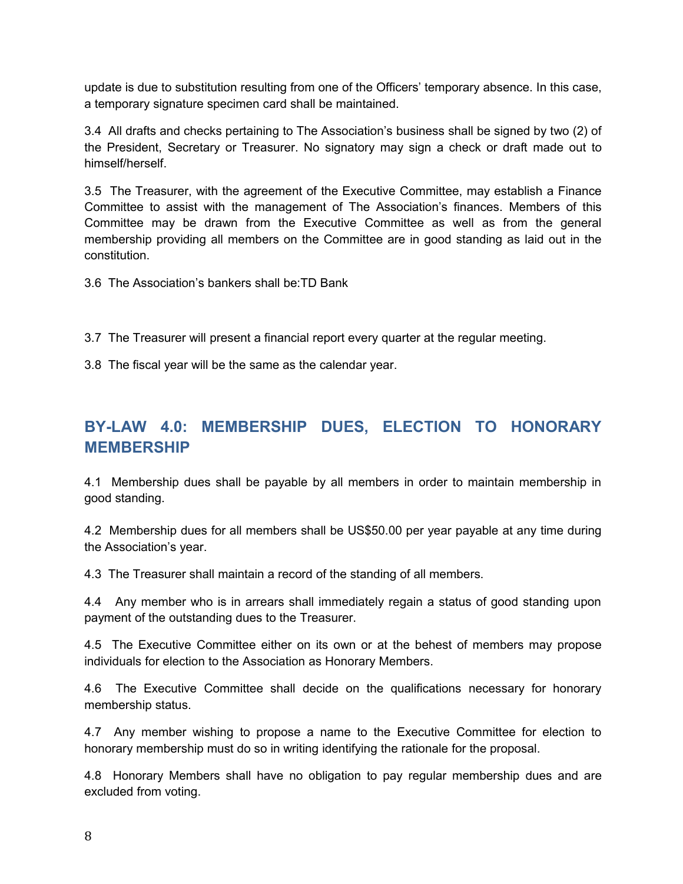update is due to substitution resulting from one of the Officers' temporary absence. In this case, a temporary signature specimen card shall be maintained.

3.4 All drafts and checks pertaining to The Association's business shall be signed by two (2) of the President, Secretary or Treasurer. No signatory may sign a check or draft made out to himself/herself.

3.5 The Treasurer, with the agreement of the Executive Committee, may establish a Finance Committee to assist with the management of The Association's finances. Members of this Committee may be drawn from the Executive Committee as well as from the general membership providing all members on the Committee are in good standing as laid out in the constitution.

3.6 The Association's bankers shall be:TD Bank

3.7 The Treasurer will present a financial report every quarter at the regular meeting.

3.8 The fiscal year will be the same as the calendar year.

## BY-LAW 4.0: MEMBERSHIP DUES, ELECTION TO HONORARY MEMBERSHIP

4.1 Membership dues shall be payable by all members in order to maintain membership in good standing.

4.2 Membership dues for all members shall be US$50.00 per year payable at any time during the Association's year.

4.3 The Treasurer shall maintain a record of the standing of all members.

4.4 Any member who is in arrears shall immediately regain a status of good standing upon payment of the outstanding dues to the Treasurer.

4.5 The Executive Committee either on its own or at the behest of members may propose individuals for election to the Association as Honorary Members.

4.6 The Executive Committee shall decide on the qualifications necessary for honorary membership status.

4.7 Any member wishing to propose a name to the Executive Committee for election to honorary membership must do so in writing identifying the rationale for the proposal.

4.8 Honorary Members shall have no obligation to pay regular membership dues and are excluded from voting.